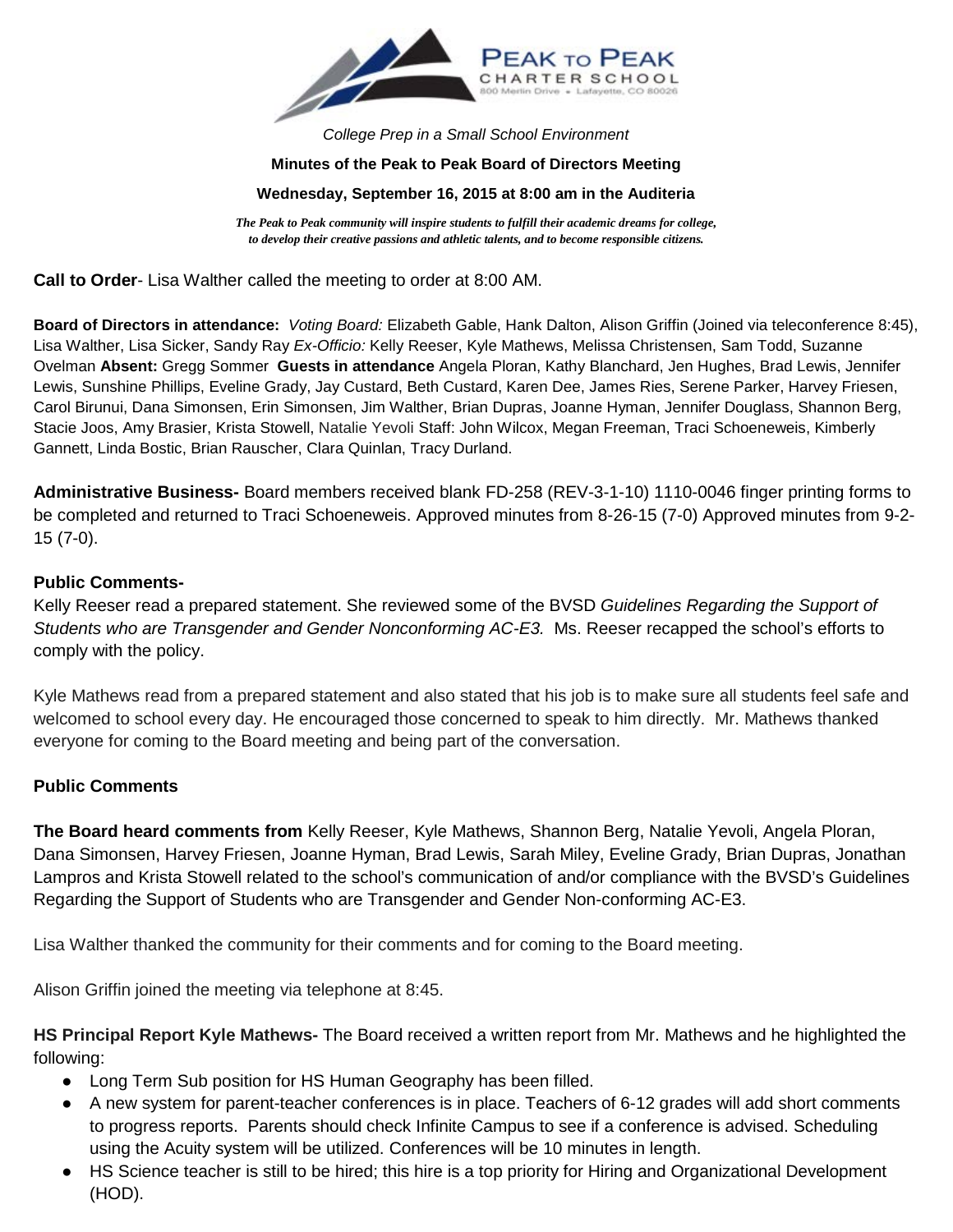PEAK TO PEAK
CHARTER SCHOOL
800 Merlin Drive • Lafayette, CO 80026

*College Prep in a Small School Environment*

**Minutes of the Peak to Peak Board of Directors Meeting**

**Wednesday, September 16, 2015 at 8:00 am in the Auditeria**

***The Peak to Peak community will inspire students to fulfill their academic dreams for college, to develop their creative passions and athletic talents, and to become responsible citizens.***

**Call to Order**- Lisa Walther called the meeting to order at 8:00 AM.

**Board of Directors in attendance:** *Voting Board:* Elizabeth Gable, Hank Dalton, Alison Griffin (Joined via teleconference 8:45), Lisa Walther, Lisa Sicker, Sandy Ray *Ex-Officio:* Kelly Reeser, Kyle Mathews, Melissa Christensen, Sam Todd, Suzanne Ovelman **Absent:** Gregg Sommer **Guests in attendance** Angela Ploran, Kathy Blanchard, Jen Hughes, Brad Lewis, Jennifer Lewis, Sunshine Phillips, Eveline Grady, Jay Custard, Beth Custard, Karen Dee, James Ries, Serene Parker, Harvey Friesen, Carol Birunui, Dana Simonsen, Erin Simonsen, Jim Walther, Brian Dupras, Joanne Hyman, Jennifer Douglass, Shannon Berg, Stacie Joos, Amy Brasier, Krista Stowell, Natalie Yevoli Staff: John Wilcox, Megan Freeman, Traci Schoeneweis, Kimberly Gannett, Linda Bostic, Brian Rauscher, Clara Quinlan, Tracy Durland.

**Administrative Business-** Board members received blank FD-258 (REV-3-1-10) 1110-0046 finger printing forms to be completed and returned to Traci Schoeneweis. Approved minutes from 8-26-15 (7-0) Approved minutes from 9-2-15 (7-0).

**Public Comments-**

Kelly Reeser read a prepared statement. She reviewed some of the BVSD *Guidelines Regarding the Support of Students who are Transgender and Gender Nonconforming AC-E3.* Ms. Reeser recapped the school's efforts to comply with the policy.

Kyle Mathews read from a prepared statement and also stated that his job is to make sure all students feel safe and welcomed to school every day. He encouraged those concerned to speak to him directly. Mr. Mathews thanked everyone for coming to the Board meeting and being part of the conversation.

**Public Comments**

**The Board heard comments from** Kelly Reeser, Kyle Mathews, Shannon Berg, Natalie Yevoli, Angela Ploran, Dana Simonsen, Harvey Friesen, Joanne Hyman, Brad Lewis, Sarah Miley, Eveline Grady, Brian Dupras, Jonathan Lampros and Krista Stowell related to the school's communication of and/or compliance with the BVSD's Guidelines Regarding the Support of Students who are Transgender and Gender Non-conforming AC-E3.

Lisa Walther thanked the community for their comments and for coming to the Board meeting.

Alison Griffin joined the meeting via telephone at 8:45.

**HS Principal Report Kyle Mathews-** The Board received a written report from Mr. Mathews and he highlighted the following:

- Long Term Sub position for HS Human Geography has been filled.
- A new system for parent-teacher conferences is in place. Teachers of 6-12 grades will add short comments to progress reports. Parents should check Infinite Campus to see if a conference is advised. Scheduling using the Acuity system will be utilized. Conferences will be 10 minutes in length.
- HS Science teacher is still to be hired; this hire is a top priority for Hiring and Organizational Development (HOD).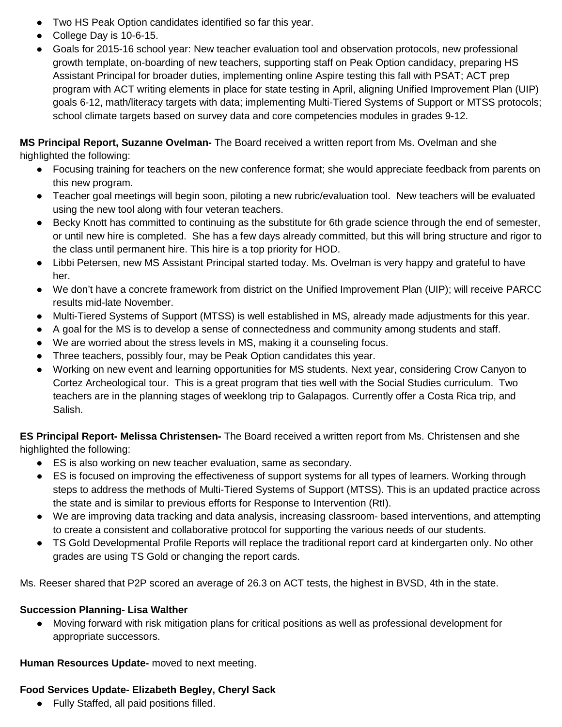- Two HS Peak Option candidates identified so far this year.
- College Day is 10-6-15.
- Goals for 2015-16 school year: New teacher evaluation tool and observation protocols, new professional growth template, on-boarding of new teachers, supporting staff on Peak Option candidacy, preparing HS Assistant Principal for broader duties, implementing online Aspire testing this fall with PSAT; ACT prep program with ACT writing elements in place for state testing in April, aligning Unified Improvement Plan (UIP) goals 6-12, math/literacy targets with data; implementing Multi-Tiered Systems of Support or MTSS protocols; school climate targets based on survey data and core competencies modules in grades 9-12.

**MS Principal Report, Suzanne Ovelman-** The Board received a written report from Ms. Ovelman and she highlighted the following:

- Focusing training for teachers on the new conference format; she would appreciate feedback from parents on this new program.
- Teacher goal meetings will begin soon, piloting a new rubric/evaluation tool. New teachers will be evaluated using the new tool along with four veteran teachers.
- Becky Knott has committed to continuing as the substitute for 6th grade science through the end of semester, or until new hire is completed. She has a few days already committed, but this will bring structure and rigor to the class until permanent hire. This hire is a top priority for HOD.
- Libbi Petersen, new MS Assistant Principal started today. Ms. Ovelman is very happy and grateful to have her.
- We don't have a concrete framework from district on the Unified Improvement Plan (UIP); will receive PARCC results mid-late November.
- Multi-Tiered Systems of Support (MTSS) is well established in MS, already made adjustments for this year.
- A goal for the MS is to develop a sense of connectedness and community among students and staff.
- We are worried about the stress levels in MS, making it a counseling focus.
- Three teachers, possibly four, may be Peak Option candidates this year.
- Working on new event and learning opportunities for MS students. Next year, considering Crow Canyon to Cortez Archeological tour. This is a great program that ties well with the Social Studies curriculum. Two teachers are in the planning stages of weeklong trip to Galapagos. Currently offer a Costa Rica trip, and Salish.

**ES Principal Report- Melissa Christensen-** The Board received a written report from Ms. Christensen and she highlighted the following:

- ES is also working on new teacher evaluation, same as secondary.
- ES is focused on improving the effectiveness of support systems for all types of learners. Working through steps to address the methods of Multi-Tiered Systems of Support (MTSS). This is an updated practice across the state and is similar to previous efforts for Response to Intervention (RtI).
- We are improving data tracking and data analysis, increasing classroom- based interventions, and attempting to create a consistent and collaborative protocol for supporting the various needs of our students.
- TS Gold Developmental Profile Reports will replace the traditional report card at kindergarten only. No other grades are using TS Gold or changing the report cards.

Ms. Reeser shared that P2P scored an average of 26.3 on ACT tests, the highest in BVSD, 4th in the state.

**Succession Planning- Lisa Walther**

- Moving forward with risk mitigation plans for critical positions as well as professional development for appropriate successors.

**Human Resources Update-** moved to next meeting.

**Food Services Update- Elizabeth Begley, Cheryl Sack**

- Fully Staffed, all paid positions filled.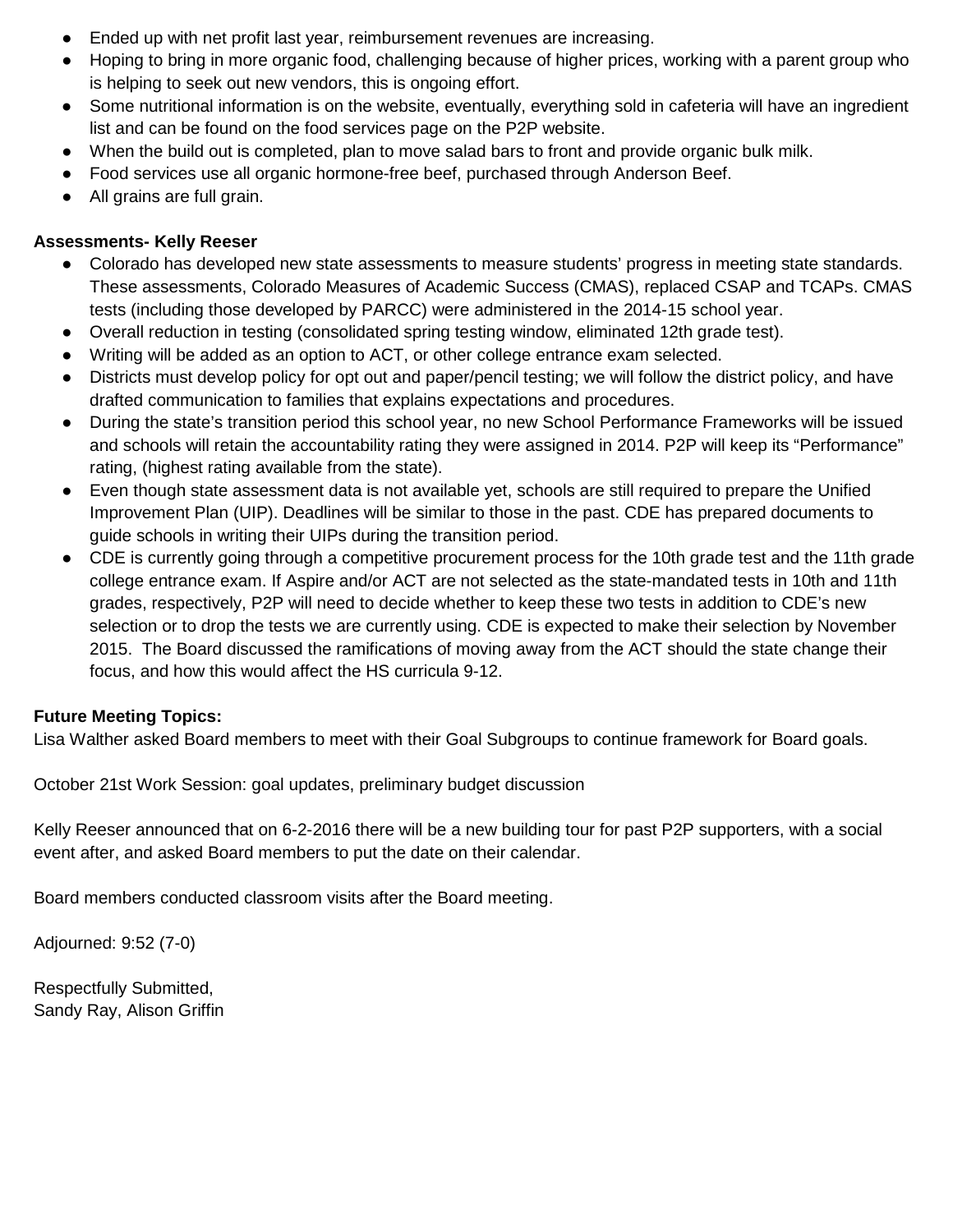- Ended up with net profit last year, reimbursement revenues are increasing.
- Hoping to bring in more organic food, challenging because of higher prices, working with a parent group who is helping to seek out new vendors, this is ongoing effort.
- Some nutritional information is on the website, eventually, everything sold in cafeteria will have an ingredient list and can be found on the food services page on the P2P website.
- When the build out is completed, plan to move salad bars to front and provide organic bulk milk.
- Food services use all organic hormone-free beef, purchased through Anderson Beef.
- All grains are full grain.

**Assessments- Kelly Reeser**

- Colorado has developed new state assessments to measure students' progress in meeting state standards. These assessments, Colorado Measures of Academic Success (CMAS), replaced CSAP and TCAPs. CMAS tests (including those developed by PARCC) were administered in the 2014-15 school year.
- Overall reduction in testing (consolidated spring testing window, eliminated 12th grade test).
- Writing will be added as an option to ACT, or other college entrance exam selected.
- Districts must develop policy for opt out and paper/pencil testing; we will follow the district policy, and have drafted communication to families that explains expectations and procedures.
- During the state's transition period this school year, no new School Performance Frameworks will be issued and schools will retain the accountability rating they were assigned in 2014. P2P will keep its "Performance" rating, (highest rating available from the state).
- Even though state assessment data is not available yet, schools are still required to prepare the Unified Improvement Plan (UIP). Deadlines will be similar to those in the past. CDE has prepared documents to guide schools in writing their UIPs during the transition period.
- CDE is currently going through a competitive procurement process for the 10th grade test and the 11th grade college entrance exam. If Aspire and/or ACT are not selected as the state-mandated tests in 10th and 11th grades, respectively, P2P will need to decide whether to keep these two tests in addition to CDE's new selection or to drop the tests we are currently using. CDE is expected to make their selection by November 2015. The Board discussed the ramifications of moving away from the ACT should the state change their focus, and how this would affect the HS curricula 9-12.

**Future Meeting Topics:**

Lisa Walther asked Board members to meet with their Goal Subgroups to continue framework for Board goals.

October 21st Work Session: goal updates, preliminary budget discussion

Kelly Reeser announced that on 6-2-2016 there will be a new building tour for past P2P supporters, with a social event after, and asked Board members to put the date on their calendar.

Board members conducted classroom visits after the Board meeting.

Adjourned: 9:52 (7-0)

Respectfully Submitted,
Sandy Ray, Alison Griffin